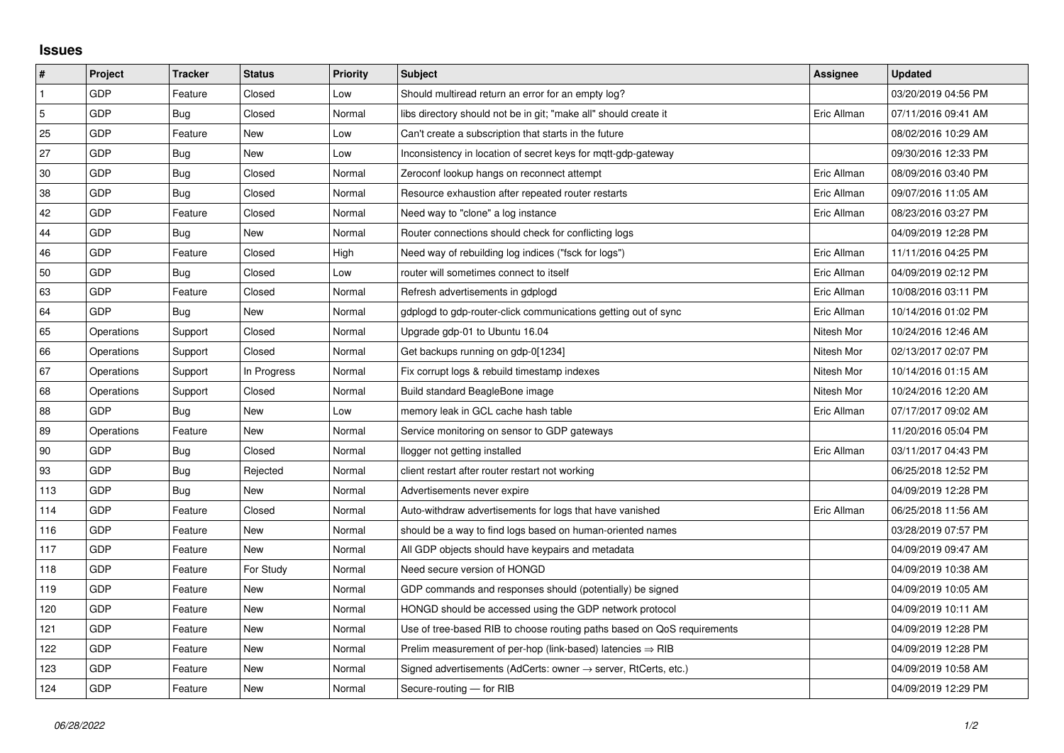## Issues

| # | Project | Tracker | Status | Priority | Subject | Assignee | Updated |
|---|---|---|---|---|---|---|---|
| 1 | GDP | Feature | Closed | Low | Should multiread return an error for an empty log? | | 03/20/2019 04:56 PM |
| 5 | GDP | Bug | Closed | Normal | libs directory should not be in git; "make all" should create it | Eric Allman | 07/11/2016 09:41 AM |
| 25 | GDP | Feature | New | Low | Can't create a subscription that starts in the future | | 08/02/2016 10:29 AM |
| 27 | GDP | Bug | New | Low | Inconsistency in location of secret keys for mqtt-gdp-gateway | | 09/30/2016 12:33 PM |
| 30 | GDP | Bug | Closed | Normal | Zeroconf lookup hangs on reconnect attempt | Eric Allman | 08/09/2016 03:40 PM |
| 38 | GDP | Bug | Closed | Normal | Resource exhaustion after repeated router restarts | Eric Allman | 09/07/2016 11:05 AM |
| 42 | GDP | Feature | Closed | Normal | Need way to "clone" a log instance | Eric Allman | 08/23/2016 03:27 PM |
| 44 | GDP | Bug | New | Normal | Router connections should check for conflicting logs | | 04/09/2019 12:28 PM |
| 46 | GDP | Feature | Closed | High | Need way of rebuilding log indices ("fsck for logs") | Eric Allman | 11/11/2016 04:25 PM |
| 50 | GDP | Bug | Closed | Low | router will sometimes connect to itself | Eric Allman | 04/09/2019 02:12 PM |
| 63 | GDP | Feature | Closed | Normal | Refresh advertisements in gdplogd | Eric Allman | 10/08/2016 03:11 PM |
| 64 | GDP | Bug | New | Normal | gdplogd to gdp-router-click communications getting out of sync | Eric Allman | 10/14/2016 01:02 PM |
| 65 | Operations | Support | Closed | Normal | Upgrade gdp-01 to Ubuntu 16.04 | Nitesh Mor | 10/24/2016 12:46 AM |
| 66 | Operations | Support | Closed | Normal | Get backups running on gdp-0[1234] | Nitesh Mor | 02/13/2017 02:07 PM |
| 67 | Operations | Support | In Progress | Normal | Fix corrupt logs & rebuild timestamp indexes | Nitesh Mor | 10/14/2016 01:15 AM |
| 68 | Operations | Support | Closed | Normal | Build standard BeagleBone image | Nitesh Mor | 10/24/2016 12:20 AM |
| 88 | GDP | Bug | New | Low | memory leak in GCL cache hash table | Eric Allman | 07/17/2017 09:02 AM |
| 89 | Operations | Feature | New | Normal | Service monitoring on sensor to GDP gateways | | 11/20/2016 05:04 PM |
| 90 | GDP | Bug | Closed | Normal | llogger not getting installed | Eric Allman | 03/11/2017 04:43 PM |
| 93 | GDP | Bug | Rejected | Normal | client restart after router restart not working | | 06/25/2018 12:52 PM |
| 113 | GDP | Bug | New | Normal | Advertisements never expire | | 04/09/2019 12:28 PM |
| 114 | GDP | Feature | Closed | Normal | Auto-withdraw advertisements for logs that have vanished | Eric Allman | 06/25/2018 11:56 AM |
| 116 | GDP | Feature | New | Normal | should be a way to find logs based on human-oriented names | | 03/28/2019 07:57 PM |
| 117 | GDP | Feature | New | Normal | All GDP objects should have keypairs and metadata | | 04/09/2019 09:47 AM |
| 118 | GDP | Feature | For Study | Normal | Need secure version of HONGD | | 04/09/2019 10:38 AM |
| 119 | GDP | Feature | New | Normal | GDP commands and responses should (potentially) be signed | | 04/09/2019 10:05 AM |
| 120 | GDP | Feature | New | Normal | HONGD should be accessed using the GDP network protocol | | 04/09/2019 10:11 AM |
| 121 | GDP | Feature | New | Normal | Use of tree-based RIB to choose routing paths based on QoS requirements | | 04/09/2019 12:28 PM |
| 122 | GDP | Feature | New | Normal | Prelim measurement of per-hop (link-based) latencies ⇒ RIB | | 04/09/2019 12:28 PM |
| 123 | GDP | Feature | New | Normal | Signed advertisements (AdCerts: owner → server, RtCerts, etc.) | | 04/09/2019 10:58 AM |
| 124 | GDP | Feature | New | Normal | Secure-routing — for RIB | | 04/09/2019 12:29 PM |

*06/28/2022*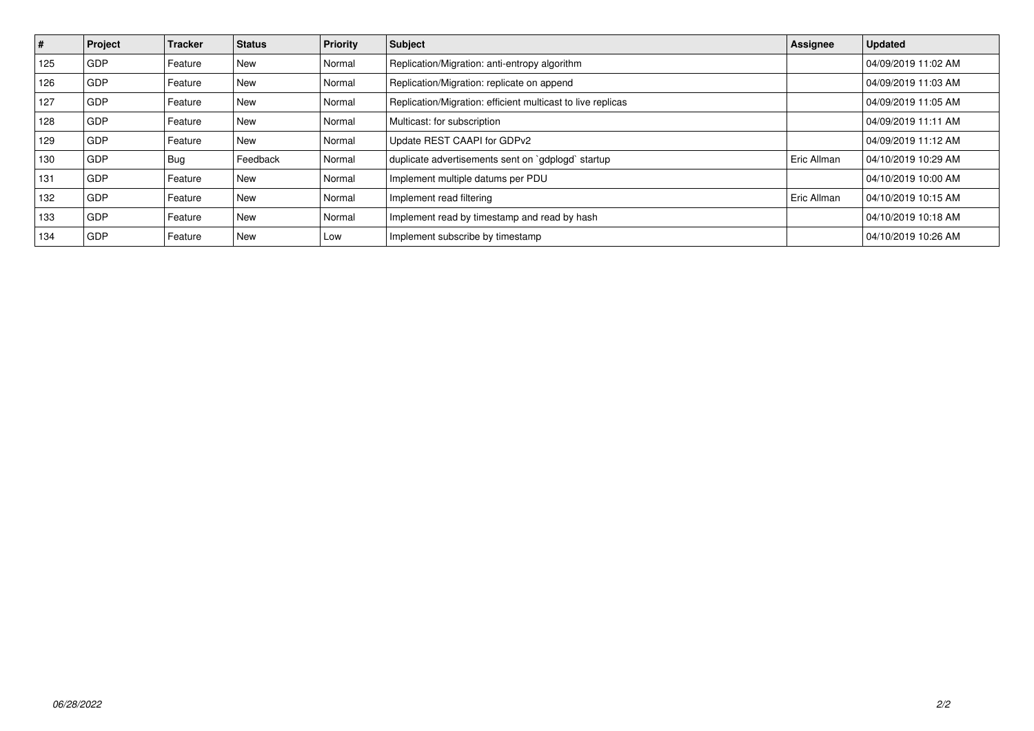| # | Project | Tracker | Status | Priority | Subject | Assignee | Updated |
|---|---|---|---|---|---|---|---|
| 125 | GDP | Feature | New | Normal | Replication/Migration: anti-entropy algorithm | | 04/09/2019 11:02 AM |
| 126 | GDP | Feature | New | Normal | Replication/Migration: replicate on append | | 04/09/2019 11:03 AM |
| 127 | GDP | Feature | New | Normal | Replication/Migration: efficient multicast to live replicas | | 04/09/2019 11:05 AM |
| 128 | GDP | Feature | New | Normal | Multicast: for subscription | | 04/09/2019 11:11 AM |
| 129 | GDP | Feature | New | Normal | Update REST CAAPI for GDPv2 | | 04/09/2019 11:12 AM |
| 130 | GDP | Bug | Feedback | Normal | duplicate advertisements sent on `gdplogd` startup | Eric Allman | 04/10/2019 10:29 AM |
| 131 | GDP | Feature | New | Normal | Implement multiple datums per PDU | | 04/10/2019 10:00 AM |
| 132 | GDP | Feature | New | Normal | Implement read filtering | Eric Allman | 04/10/2019 10:15 AM |
| 133 | GDP | Feature | New | Normal | Implement read by timestamp and read by hash | | 04/10/2019 10:18 AM |
| 134 | GDP | Feature | New | Low | Implement subscribe by timestamp | | 04/10/2019 10:26 AM |